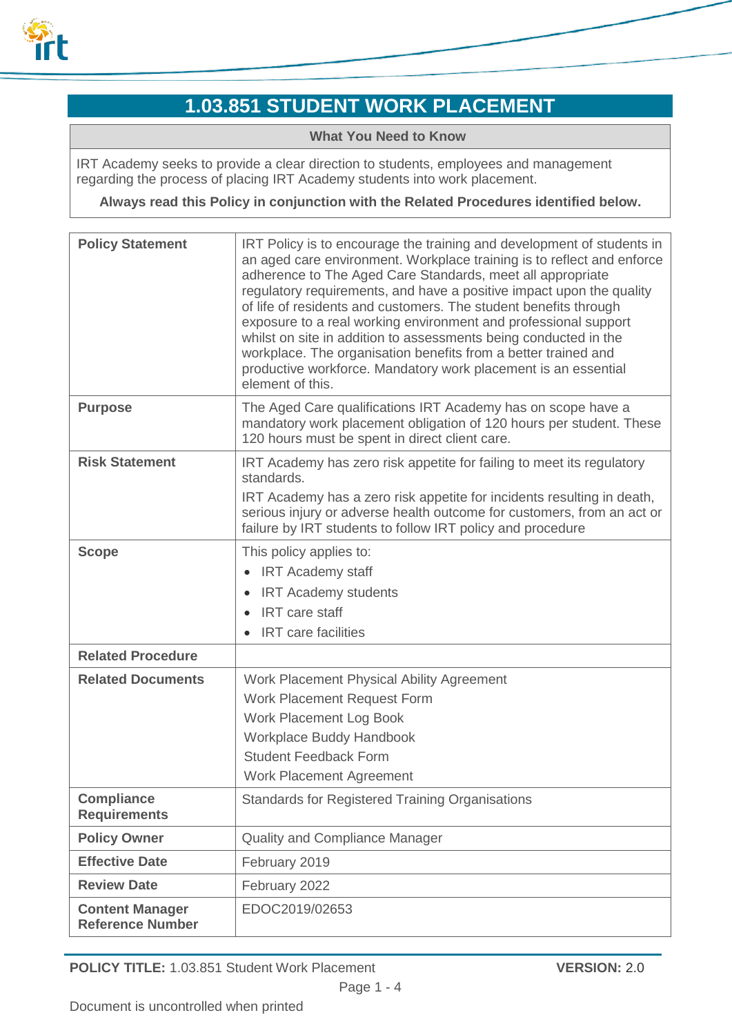# 1.03.851 STUDENT WORK PLACEMENT

| What You Need to Know |
|---|
| IRT Academy seeks to provide a clear direction to students, employees and management regarding the process of placing IRT Academy students into work placement.<br><br>**Always read this Policy in conjunction with the Related Procedures identified below.** |

| | |
|---|---|
| **Policy Statement** | IRT Policy is to encourage the training and development of students in an aged care environment. Workplace training is to reflect and enforce adherence to The Aged Care Standards, meet all appropriate regulatory requirements, and have a positive impact upon the quality of life of residents and customers. The student benefits through exposure to a real working environment and professional support whilst on site in addition to assessments being conducted in the workplace. The organisation benefits from a better trained and productive workforce. Mandatory work placement is an essential element of this. |
| **Purpose** | The Aged Care qualifications IRT Academy has on scope have a mandatory work placement obligation of 120 hours per student. These 120 hours must be spent in direct client care. |
| **Risk Statement** | IRT Academy has zero risk appetite for failing to meet its regulatory standards.<br><br>IRT Academy has a zero risk appetite for incidents resulting in death, serious injury or adverse health outcome for customers, from an act or failure by IRT students to follow IRT policy and procedure |
| **Scope** | This policy applies to:<br>• IRT Academy staff<br>• IRT Academy students<br>• IRT care staff<br>• IRT care facilities |
| **Related Procedure** | |
| **Related Documents** | Work Placement Physical Ability Agreement<br>Work Placement Request Form<br>Work Placement Log Book<br>Workplace Buddy Handbook<br>Student Feedback Form<br>Work Placement Agreement |
| **Compliance Requirements** | Standards for Registered Training Organisations |
| **Policy Owner** | Quality and Compliance Manager |
| **Effective Date** | February 2019 |
| **Review Date** | February 2022 |
| **Content Manager Reference Number** | EDOC2019/02653 |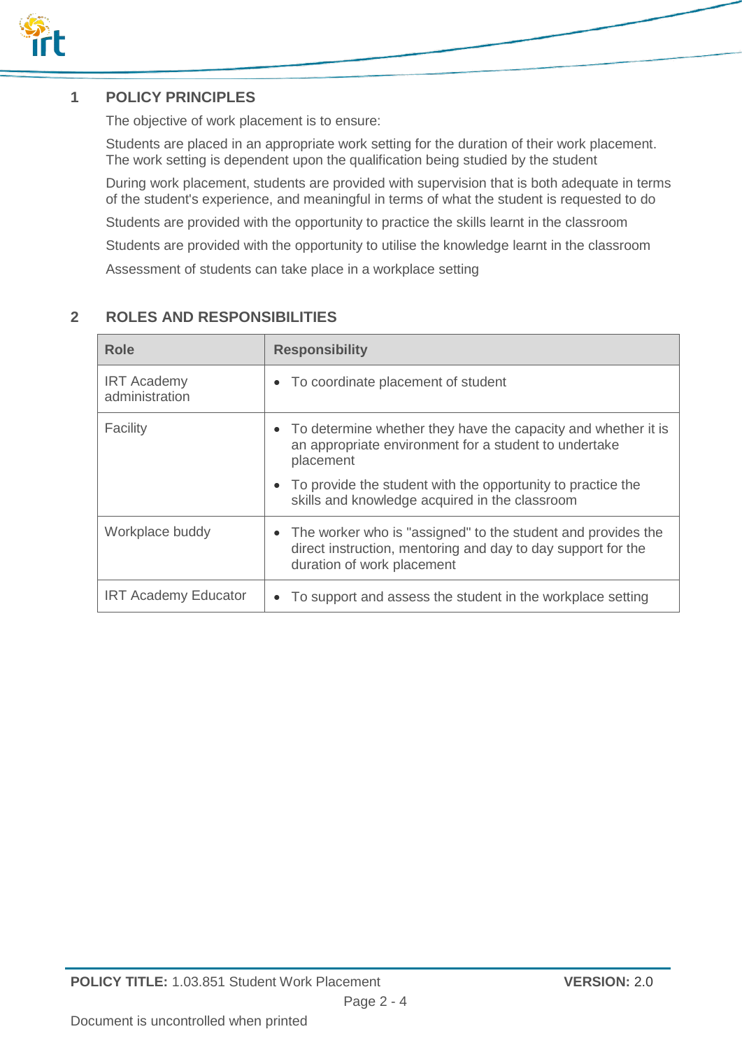## 1 POLICY PRINCIPLES

The objective of work placement is to ensure:

Students are placed in an appropriate work setting for the duration of their work placement. The work setting is dependent upon the qualification being studied by the student

During work placement, students are provided with supervision that is both adequate in terms of the student's experience, and meaningful in terms of what the student is requested to do

Students are provided with the opportunity to practice the skills learnt in the classroom

Students are provided with the opportunity to utilise the knowledge learnt in the classroom

Assessment of students can take place in a workplace setting

## 2 ROLES AND RESPONSIBILITIES

| Role | Responsibility |
|---|---|
| IRT Academy administration | • To coordinate placement of student |
| Facility | • To determine whether they have the capacity and whether it is an appropriate environment for a student to undertake placement<br>• To provide the student with the opportunity to practice the skills and knowledge acquired in the classroom |
| Workplace buddy | • The worker who is "assigned" to the student and provides the direct instruction, mentoring and day to day support for the duration of work placement |
| IRT Academy Educator | • To support and assess the student in the workplace setting |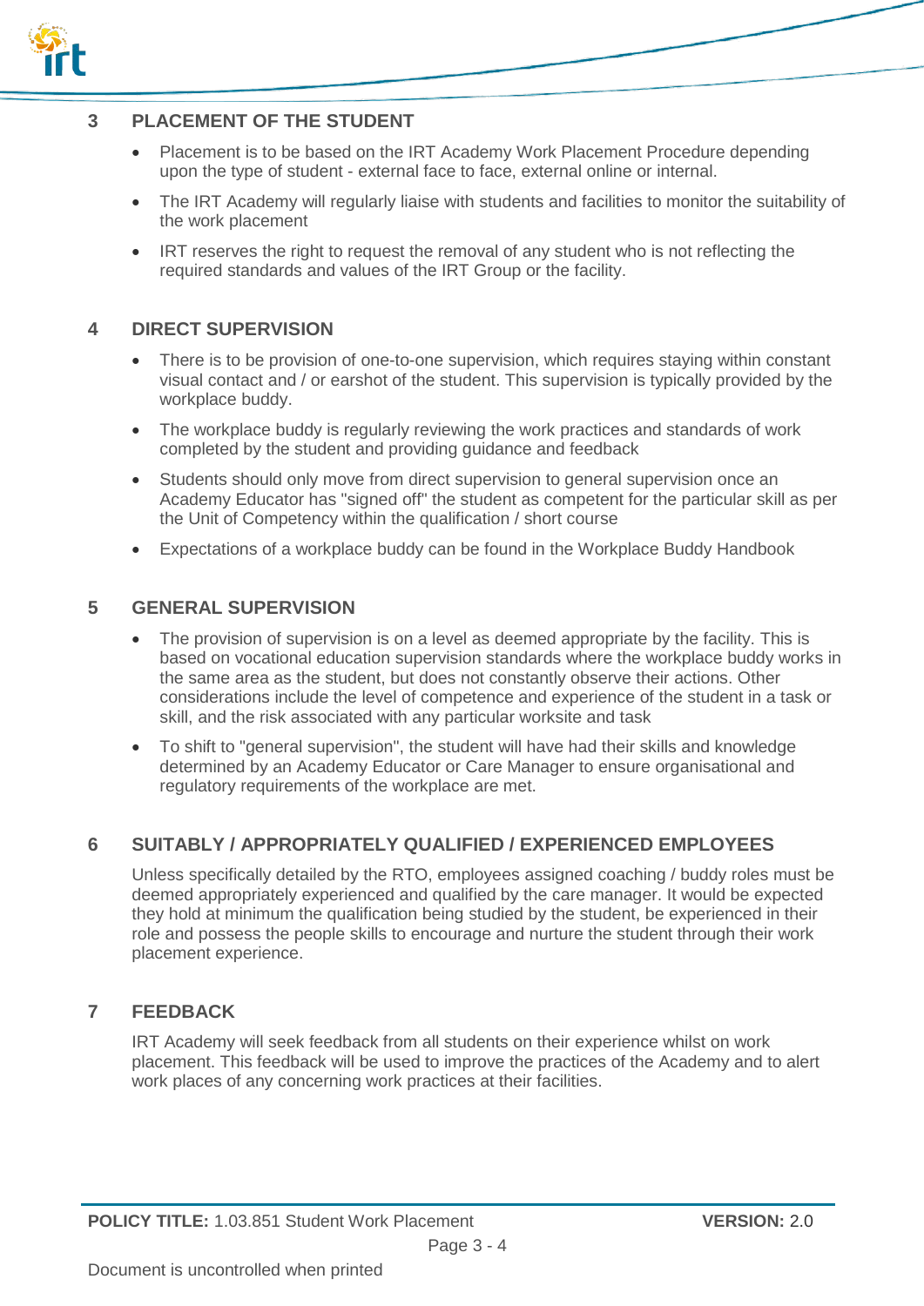## 3 PLACEMENT OF THE STUDENT

- Placement is to be based on the IRT Academy Work Placement Procedure depending upon the type of student - external face to face, external online or internal.
- The IRT Academy will regularly liaise with students and facilities to monitor the suitability of the work placement
- IRT reserves the right to request the removal of any student who is not reflecting the required standards and values of the IRT Group or the facility.

## 4 DIRECT SUPERVISION

- There is to be provision of one-to-one supervision, which requires staying within constant visual contact and / or earshot of the student. This supervision is typically provided by the workplace buddy.
- The workplace buddy is regularly reviewing the work practices and standards of work completed by the student and providing guidance and feedback
- Students should only move from direct supervision to general supervision once an Academy Educator has "signed off" the student as competent for the particular skill as per the Unit of Competency within the qualification / short course
- Expectations of a workplace buddy can be found in the Workplace Buddy Handbook

## 5 GENERAL SUPERVISION

- The provision of supervision is on a level as deemed appropriate by the facility. This is based on vocational education supervision standards where the workplace buddy works in the same area as the student, but does not constantly observe their actions. Other considerations include the level of competence and experience of the student in a task or skill, and the risk associated with any particular worksite and task
- To shift to "general supervision", the student will have had their skills and knowledge determined by an Academy Educator or Care Manager to ensure organisational and regulatory requirements of the workplace are met.

## 6 SUITABLY / APPROPRIATELY QUALIFIED / EXPERIENCED EMPLOYEES

Unless specifically detailed by the RTO, employees assigned coaching / buddy roles must be deemed appropriately experienced and qualified by the care manager. It would be expected they hold at minimum the qualification being studied by the student, be experienced in their role and possess the people skills to encourage and nurture the student through their work placement experience.

## 7 FEEDBACK

IRT Academy will seek feedback from all students on their experience whilst on work placement. This feedback will be used to improve the practices of the Academy and to alert work places of any concerning work practices at their facilities.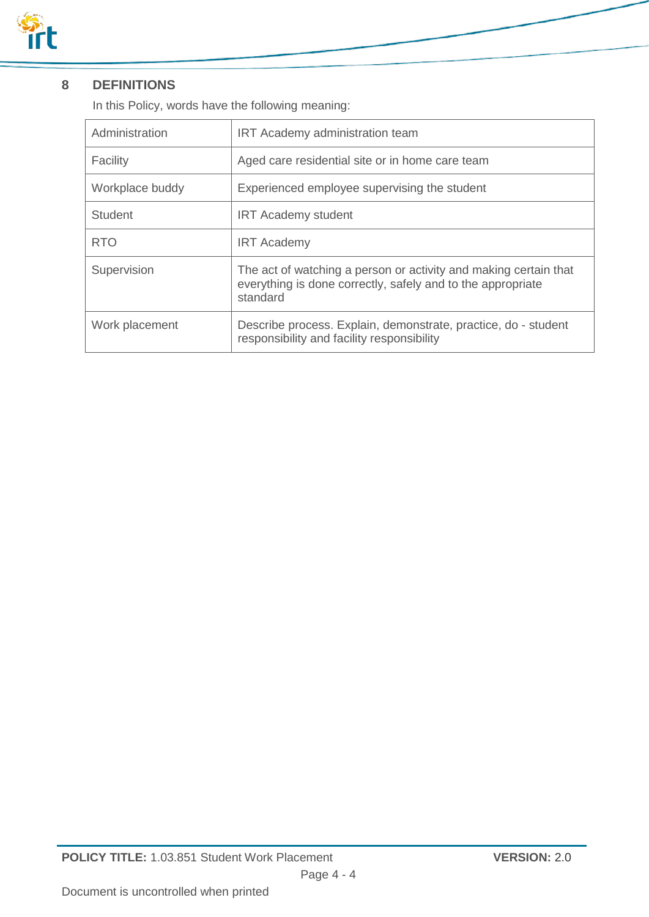## 8 DEFINITIONS

In this Policy, words have the following meaning:

| | |
|---|---|
| Administration | IRT Academy administration team |
| Facility | Aged care residential site or in home care team |
| Workplace buddy | Experienced employee supervising the student |
| Student | IRT Academy student |
| RTO | IRT Academy |
| Supervision | The act of watching a person or activity and making certain that everything is done correctly, safely and to the appropriate standard |
| Work placement | Describe process. Explain, demonstrate, practice, do - student responsibility and facility responsibility |